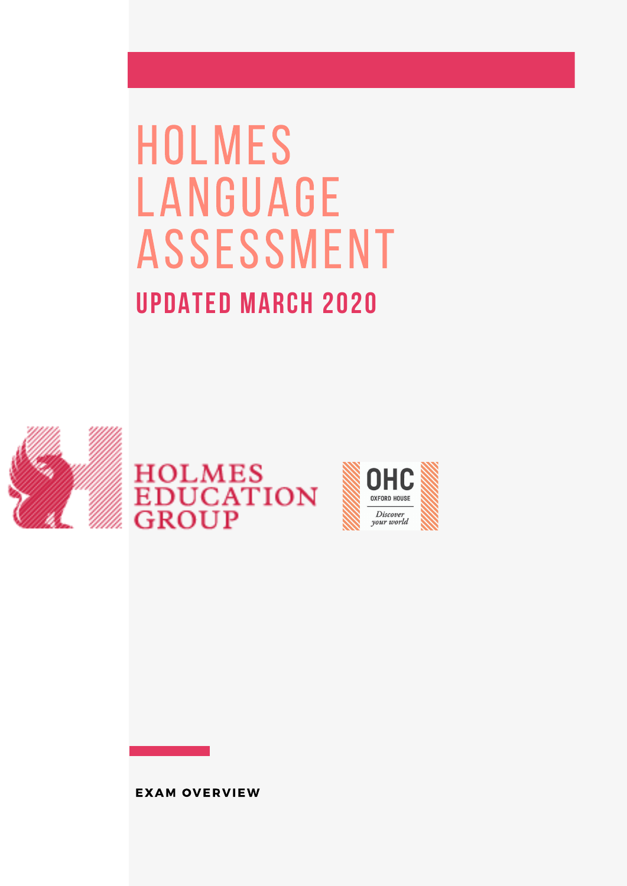# HOLMES LANGUAGE ASSESSMENT

## UPDATED MARCH 2020

HOLMES EDUCATION GROUP

OHC OXFORD HOUSE *Discover your world*

**EXAM OVERVIEW**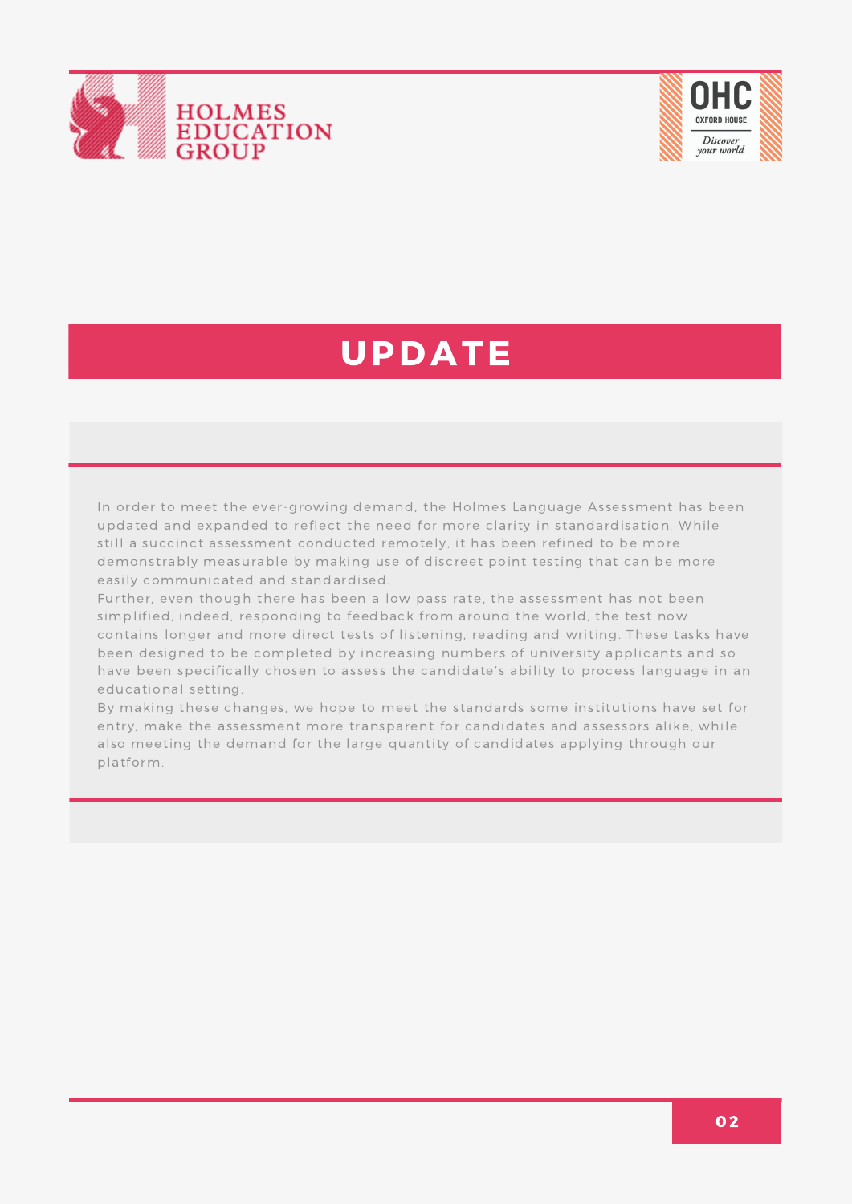# UPDATE

In order to meet the ever-growing demand, the Holmes Language Assessment has been updated and expanded to reflect the need for more clarity in standardisation. While still a succinct assessment conducted remotely, it has been refined to be more demonstrably measurable by making use of discreet point testing that can be more easily communicated and standardised.

Further, even though there has been a low pass rate, the assessment has not been simplified, indeed, responding to feedback from around the world, the test now contains longer and more direct tests of listening, reading and writing. These tasks have been designed to be completed by increasing numbers of university applicants and so have been specifically chosen to assess the candidate's ability to process language in an educational setting.

By making these changes, we hope to meet the standards some institutions have set for entry, make the assessment more transparent for candidates and assessors alike, while also meeting the demand for the large quantity of candidates applying through our platform.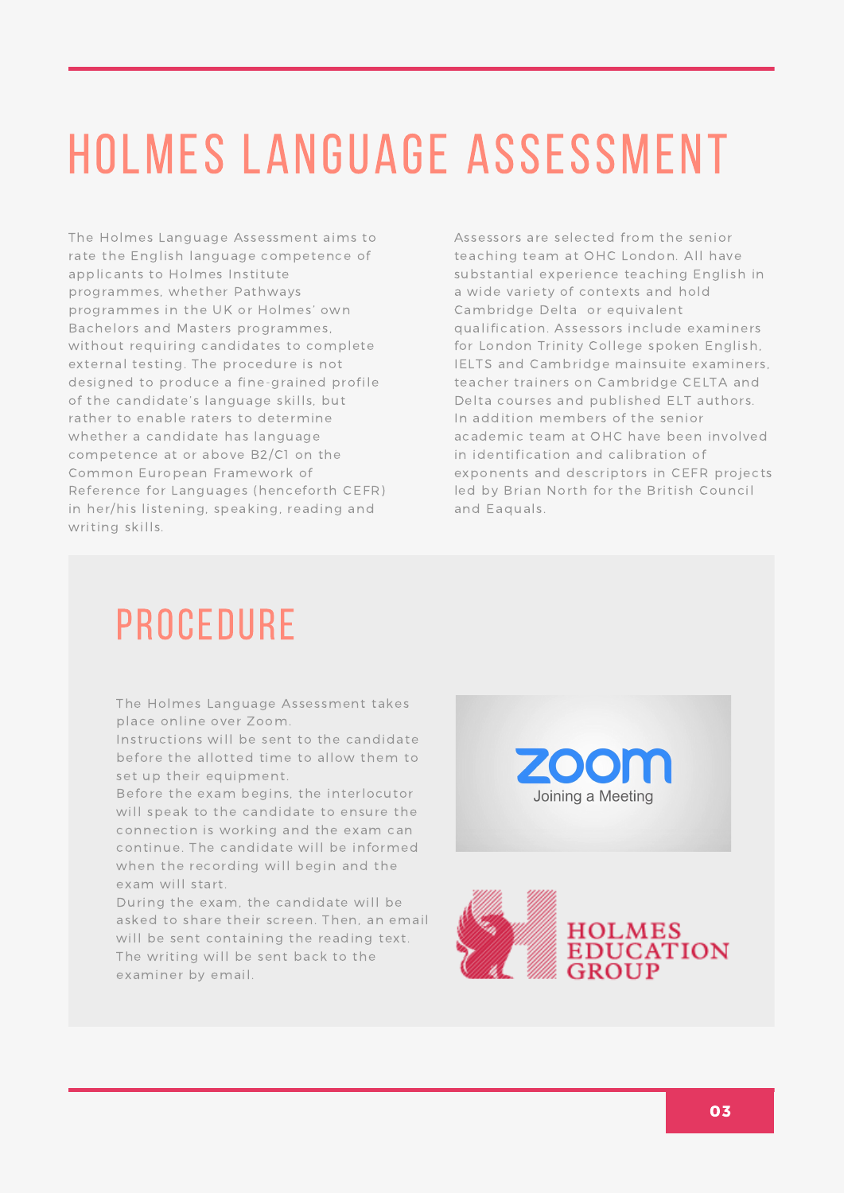# HOLMES LANGUAGE ASSESSMENT

The Holmes Language Assessment aims to rate the English language competence of applicants to Holmes Institute programmes, whether Pathways programmes in the UK or Holmes' own Bachelors and Masters programmes, without requiring candidates to complete external testing. The procedure is not designed to produce a fine-grained profile of the candidate's language skills, but rather to enable raters to determine whether a candidate has language competence at or above B2/C1 on the Common European Framework of Reference for Languages (henceforth CEFR) in her/his listening, speaking, reading and writing skills.

Assessors are selected from the senior teaching team at OHC London. All have substantial experience teaching English in a wide variety of contexts and hold Cambridge Delta or equivalent qualification. Assessors include examiners for London Trinity College spoken English, IELTS and Cambridge mainsuite examiners, teacher trainers on Cambridge CELTA and Delta courses and published ELT authors. In addition members of the senior academic team at OHC have been involved in identification and calibration of exponents and descriptors in CEFR projects led by Brian North for the British Council and Eaquals.

## PROCEDURE

The Holmes Language Assessment takes place online over Zoom.
Instructions will be sent to the candidate before the allotted time to allow them to set up their equipment.
Before the exam begins, the interlocutor will speak to the candidate to ensure the connection is working and the exam can continue. The candidate will be informed when the recording will begin and the exam will start.
During the exam, the candidate will be asked to share their screen. Then, an email will be sent containing the reading text. The writing will be sent back to the examiner by email.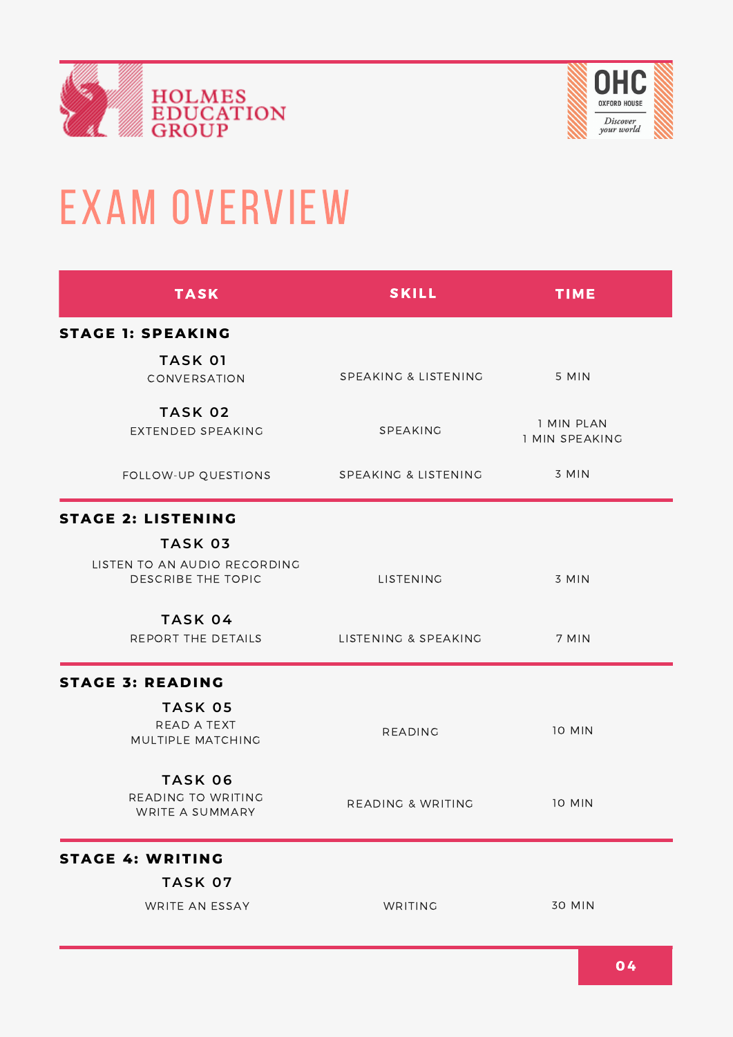HOLMES EDUCATION GROUP

OHC OXFORD HOUSE Discover your world

# EXAM OVERVIEW

| TASK | SKILL | TIME |
|---|---|---|
| **STAGE 1: SPEAKING** | | |
| **TASK 01** CONVERSATION | SPEAKING & LISTENING | 5 MIN |
| **TASK 02** EXTENDED SPEAKING | SPEAKING | 1 MIN PLAN<br>1 MIN SPEAKING |
| FOLLOW-UP QUESTIONS | SPEAKING & LISTENING | 3 MIN |
| **STAGE 2: LISTENING** | | |
| **TASK 03** LISTEN TO AN AUDIO RECORDING DESCRIBE THE TOPIC | LISTENING | 3 MIN |
| **TASK 04** REPORT THE DETAILS | LISTENING & SPEAKING | 7 MIN |
| **STAGE 3: READING** | | |
| **TASK 05** READ A TEXT MULTIPLE MATCHING | READING | 10 MIN |
| **TASK 06** READING TO WRITING WRITE A SUMMARY | READING & WRITING | 10 MIN |
| **STAGE 4: WRITING** | | |
| **TASK 07** WRITE AN ESSAY | WRITING | 30 MIN |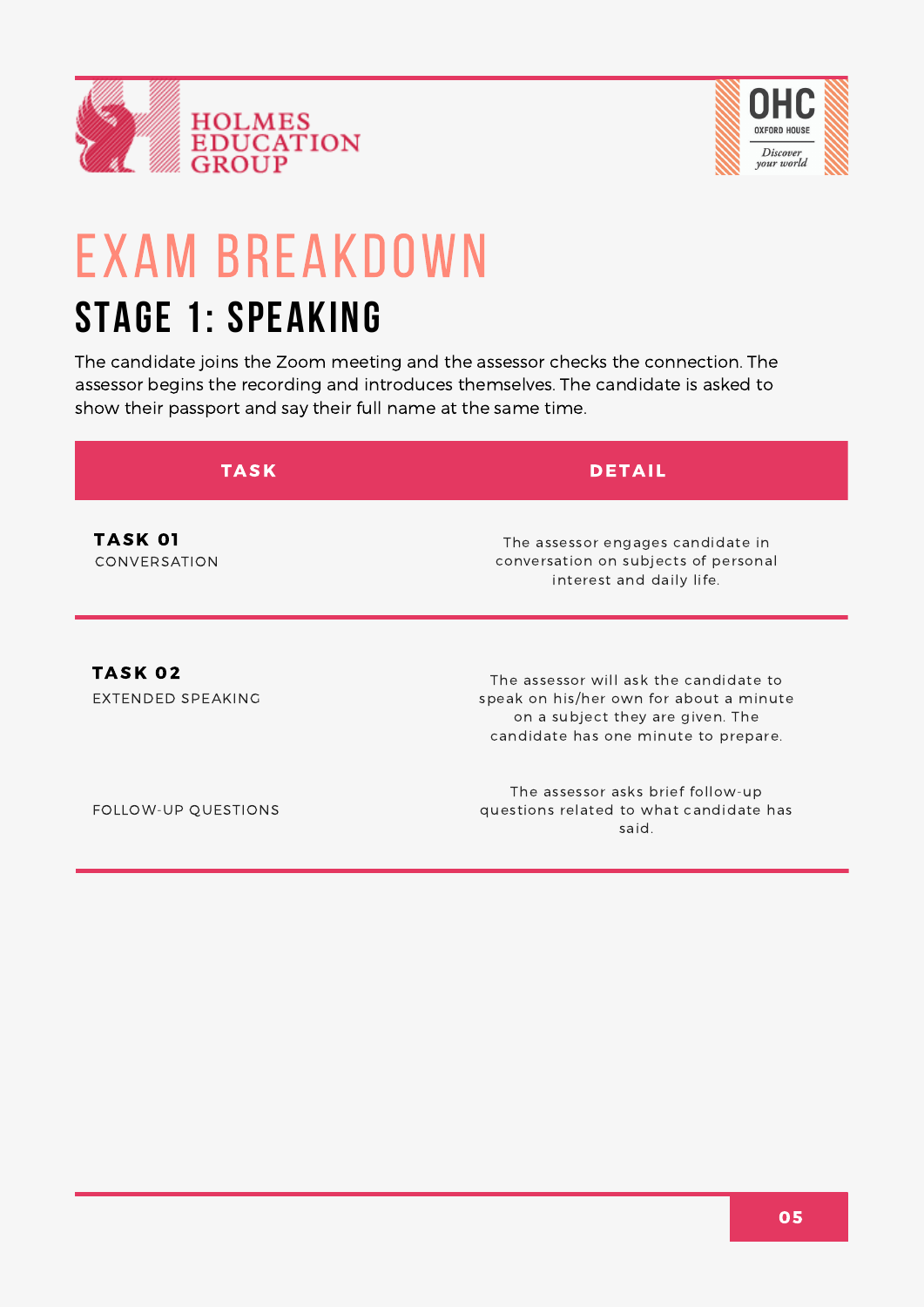# EXAM BREAKDOWN

## STAGE 1: SPEAKING

The candidate joins the Zoom meeting and the assessor checks the connection. The assessor begins the recording and introduces themselves. The candidate is asked to show their passport and say their full name at the same time.

| TASK | DETAIL |
|---|---|
| **TASK 01** CONVERSATION | The assessor engages candidate in conversation on subjects of personal interest and daily life. |
| **TASK 02** EXTENDED SPEAKING | The assessor will ask the candidate to speak on his/her own for about a minute on a subject they are given. The candidate has one minute to prepare. |
| FOLLOW-UP QUESTIONS | The assessor asks brief follow-up questions related to what candidate has said. |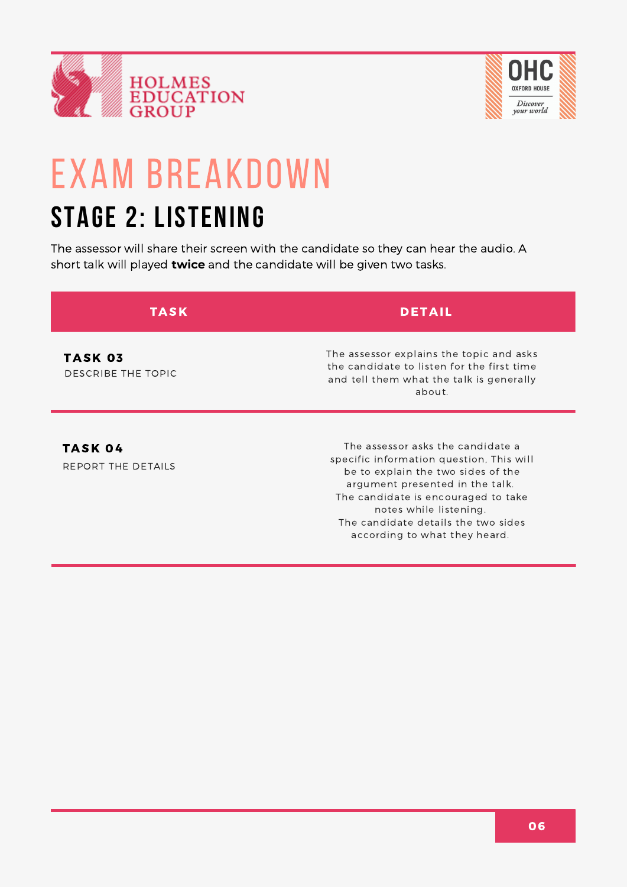# EXAM BREAKDOWN

## STAGE 2: LISTENING

The assessor will share their screen with the candidate so they can hear the audio. A short talk will played **twice** and the candidate will be given two tasks.

| TASK | DETAIL |
| --- | --- |
| **TASK 03**<br>DESCRIBE THE TOPIC | The assessor explains the topic and asks the candidate to listen for the first time and tell them what the talk is generally about. |
| **TASK 04**<br>REPORT THE DETAILS | The assessor asks the candidate a specific information question, This will be to explain the two sides of the argument presented in the talk.<br>The candidate is encouraged to take notes while listening.<br>The candidate details the two sides according to what they heard. |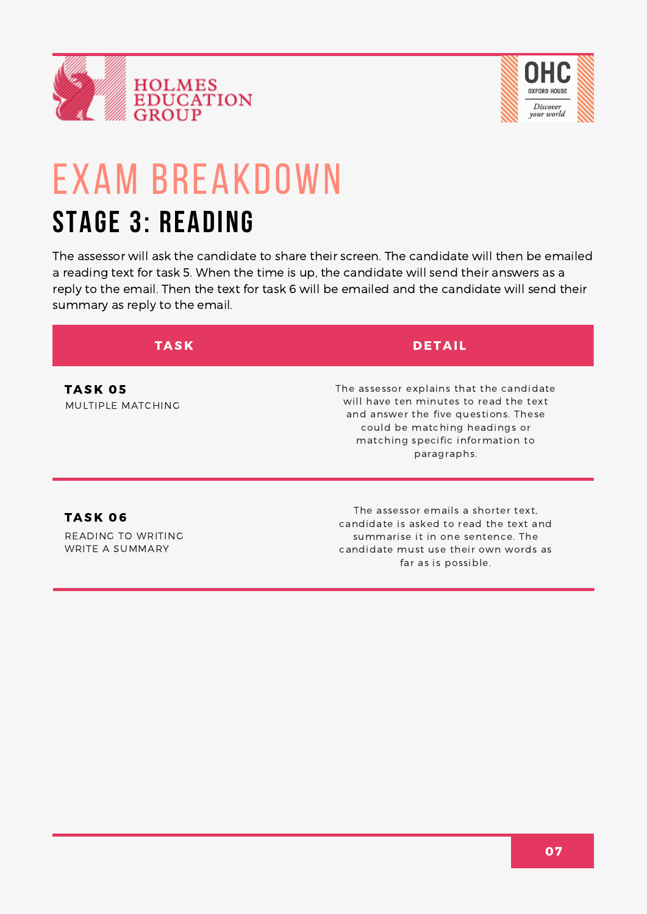# EXAM BREAKDOWN

## STAGE 3: READING

The assessor will ask the candidate to share their screen. The candidate will then be emailed a reading text for task 5. When the time is up, the candidate will send their answers as a reply to the email. Then the text for task 6 will be emailed and the candidate will send their summary as reply to the email.

| TASK | DETAIL |
|---|---|
| **TASK 05**<br>MULTIPLE MATCHING | The assessor explains that the candidate will have ten minutes to read the text and answer the five questions. These could be matching headings or matching specific information to paragraphs. |
| **TASK 06**<br>READING TO WRITING<br>WRITE A SUMMARY | The assessor emails a shorter text, candidate is asked to read the text and summarise it in one sentence. The candidate must use their own words as far as is possible. |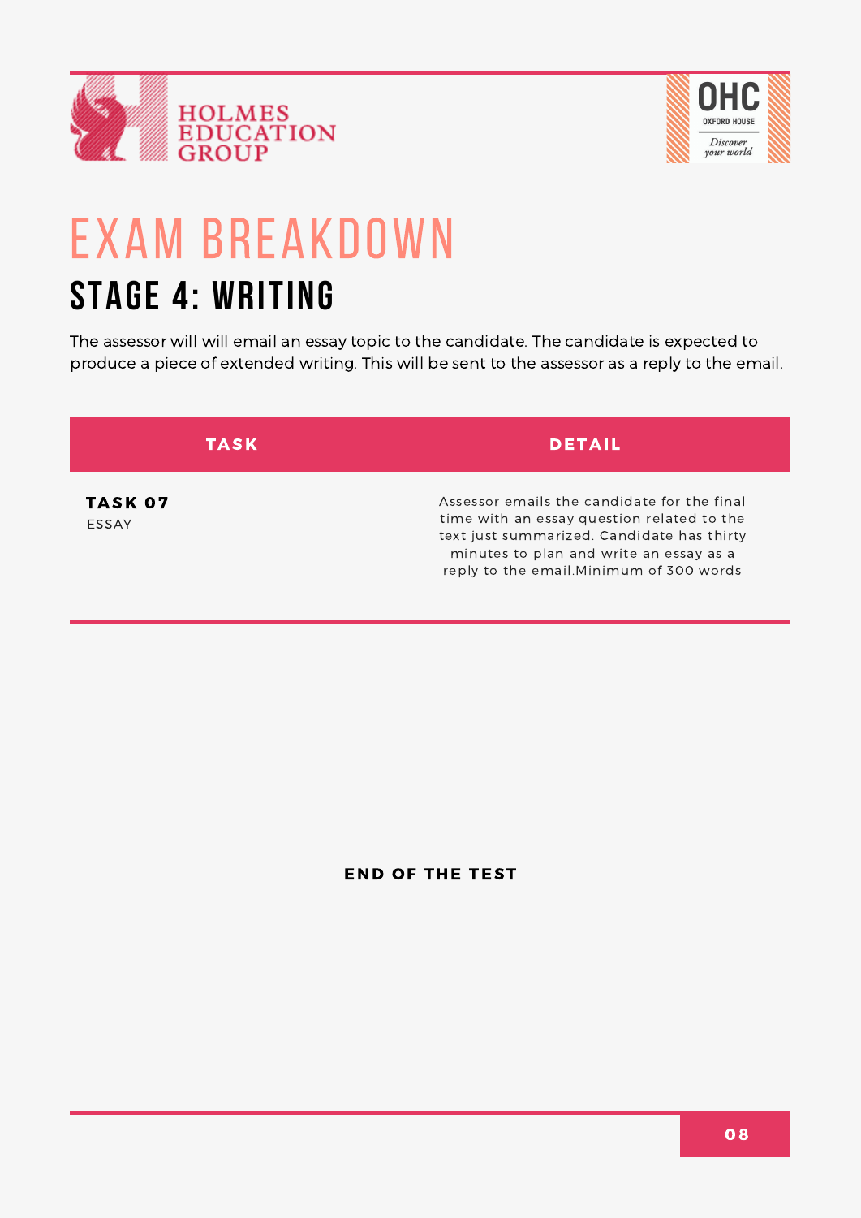# EXAM BREAKDOWN

## STAGE 4: WRITING

The assessor will will email an essay topic to the candidate. The candidate is expected to produce a piece of extended writing. This will be sent to the assessor as a reply to the email.

| TASK | DETAIL |
|---|---|
| **TASK 07**<br>ESSAY | Assessor emails the candidate for the final time with an essay question related to the text just summarized. Candidate has thirty minutes to plan and write an essay as a reply to the email.Minimum of 300 words |

**END OF THE TEST**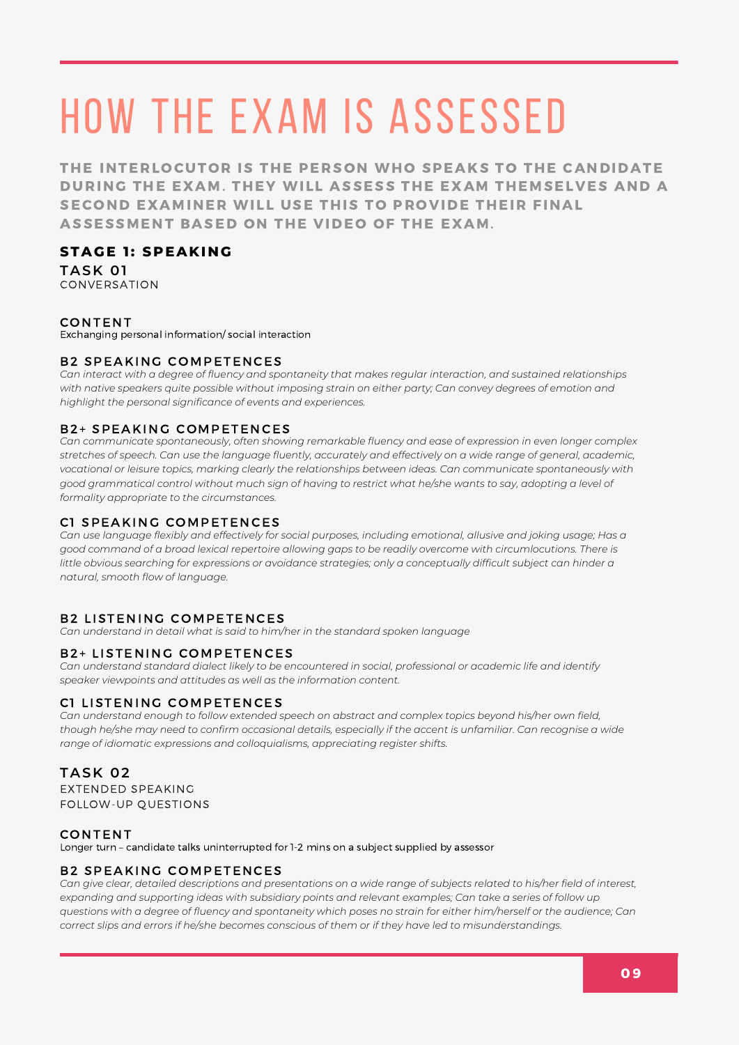# HOW THE EXAM IS ASSESSED

**THE INTERLOCUTOR IS THE PERSON WHO SPEAKS TO THE CANDIDATE DURING THE EXAM. THEY WILL ASSESS THE EXAM THEMSELVES AND A SECOND EXAMINER WILL USE THIS TO PROVIDE THEIR FINAL ASSESSMENT BASED ON THE VIDEO OF THE EXAM.**

## STAGE 1: SPEAKING

### TASK 01

CONVERSATION

#### CONTENT

Exchanging personal information/ social interaction

#### B2 SPEAKING COMPETENCES

*Can interact with a degree of fluency and spontaneity that makes regular interaction, and sustained relationships with native speakers quite possible without imposing strain on either party; Can convey degrees of emotion and highlight the personal significance of events and experiences.*

#### B2+ SPEAKING COMPETENCES

*Can communicate spontaneously, often showing remarkable fluency and ease of expression in even longer complex stretches of speech. Can use the language fluently, accurately and effectively on a wide range of general, academic, vocational or leisure topics, marking clearly the relationships between ideas. Can communicate spontaneously with good grammatical control without much sign of having to restrict what he/she wants to say, adopting a level of formality appropriate to the circumstances.*

#### C1 SPEAKING COMPETENCES

*Can use language flexibly and effectively for social purposes, including emotional, allusive and joking usage; Has a good command of a broad lexical repertoire allowing gaps to be readily overcome with circumlocutions. There is little obvious searching for expressions or avoidance strategies; only a conceptually difficult subject can hinder a natural, smooth flow of language.*

#### B2 LISTENING COMPETENCES

*Can understand in detail what is said to him/her in the standard spoken language*

#### B2+ LISTENING COMPETENCES

*Can understand standard dialect likely to be encountered in social, professional or academic life and identify speaker viewpoints and attitudes as well as the information content.*

#### C1 LISTENING COMPETENCES

*Can understand enough to follow extended speech on abstract and complex topics beyond his/her own field, though he/she may need to confirm occasional details, especially if the accent is unfamiliar. Can recognise a wide range of idiomatic expressions and colloquialisms, appreciating register shifts.*

### TASK 02

EXTENDED SPEAKING
FOLLOW-UP QUESTIONS

#### CONTENT

Longer turn – candidate talks uninterrupted for 1-2 mins on a subject supplied by assessor

#### B2 SPEAKING COMPETENCES

*Can give clear, detailed descriptions and presentations on a wide range of subjects related to his/her field of interest, expanding and supporting ideas with subsidiary points and relevant examples; Can take a series of follow up questions with a degree of fluency and spontaneity which poses no strain for either him/herself or the audience; Can correct slips and errors if he/she becomes conscious of them or if they have led to misunderstandings.*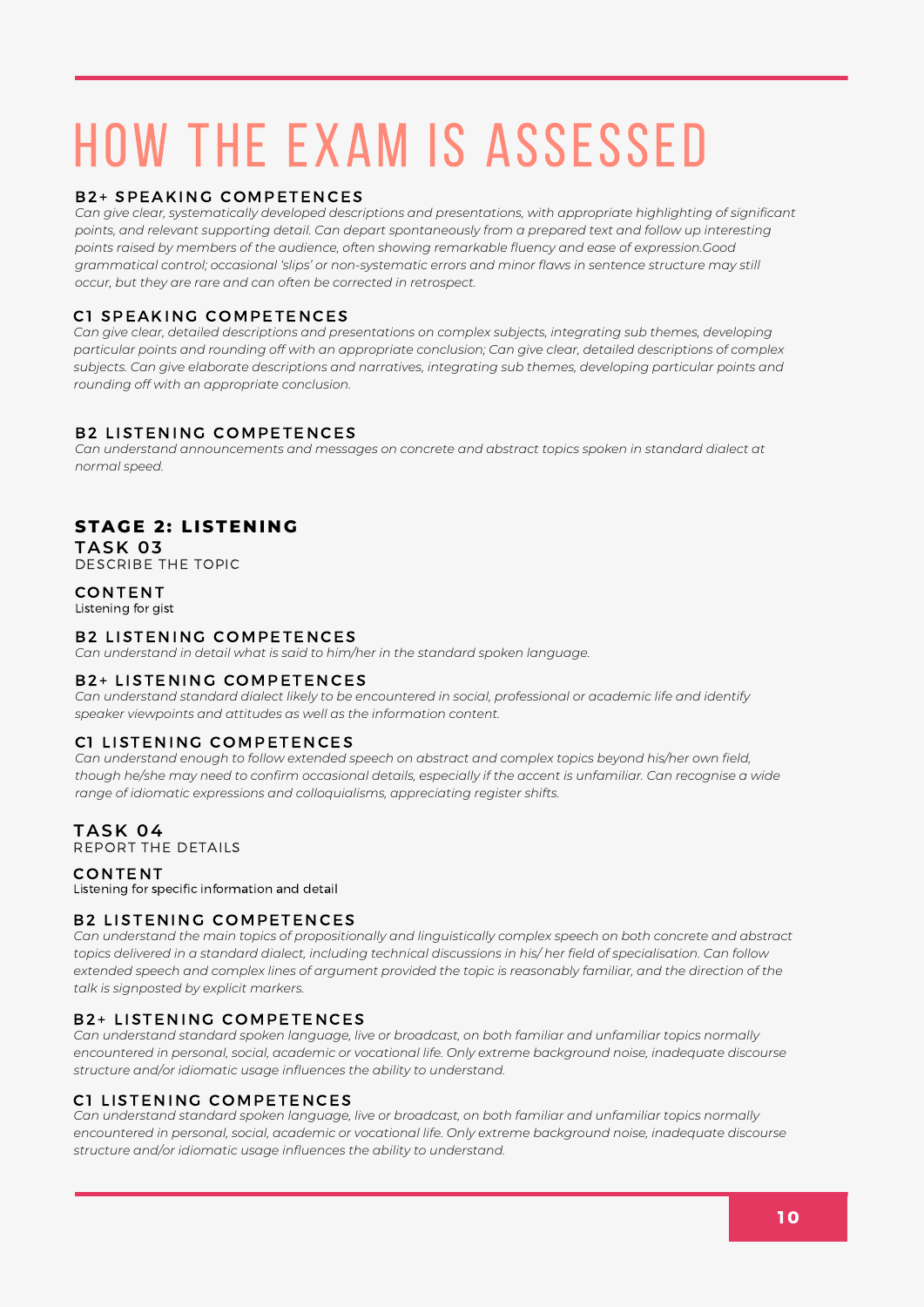# HOW THE EXAM IS ASSESSED

### B2+ SPEAKING COMPETENCES

*Can give clear, systematically developed descriptions and presentations, with appropriate highlighting of significant points, and relevant supporting detail. Can depart spontaneously from a prepared text and follow up interesting points raised by members of the audience, often showing remarkable fluency and ease of expression.Good grammatical control; occasional 'slips' or non-systematic errors and minor flaws in sentence structure may still occur, but they are rare and can often be corrected in retrospect.*

### C1 SPEAKING COMPETENCES

*Can give clear, detailed descriptions and presentations on complex subjects, integrating sub themes, developing particular points and rounding off with an appropriate conclusion; Can give clear, detailed descriptions of complex subjects. Can give elaborate descriptions and narratives, integrating sub themes, developing particular points and rounding off with an appropriate conclusion.*

### B2 LISTENING COMPETENCES

*Can understand announcements and messages on concrete and abstract topics spoken in standard dialect at normal speed.*

## STAGE 2: LISTENING

### TASK 03

DESCRIBE THE TOPIC

### CONTENT

Listening for gist

### B2 LISTENING COMPETENCES

*Can understand in detail what is said to him/her in the standard spoken language.*

### B2+ LISTENING COMPETENCES

*Can understand standard dialect likely to be encountered in social, professional or academic life and identify speaker viewpoints and attitudes as well as the information content.*

### C1 LISTENING COMPETENCES

*Can understand enough to follow extended speech on abstract and complex topics beyond his/her own field, though he/she may need to confirm occasional details, especially if the accent is unfamiliar. Can recognise a wide range of idiomatic expressions and colloquialisms, appreciating register shifts.*

### TASK 04

REPORT THE DETAILS

### CONTENT

Listening for specific information and detail

### B2 LISTENING COMPETENCES

*Can understand the main topics of propositionally and linguistically complex speech on both concrete and abstract topics delivered in a standard dialect, including technical discussions in his/ her field of specialisation. Can follow extended speech and complex lines of argument provided the topic is reasonably familiar, and the direction of the talk is signposted by explicit markers.*

### B2+ LISTENING COMPETENCES

*Can understand standard spoken language, live or broadcast, on both familiar and unfamiliar topics normally encountered in personal, social, academic or vocational life. Only extreme background noise, inadequate discourse structure and/or idiomatic usage influences the ability to understand.*

### C1 LISTENING COMPETENCES

*Can understand standard spoken language, live or broadcast, on both familiar and unfamiliar topics normally encountered in personal, social, academic or vocational life. Only extreme background noise, inadequate discourse structure and/or idiomatic usage influences the ability to understand.*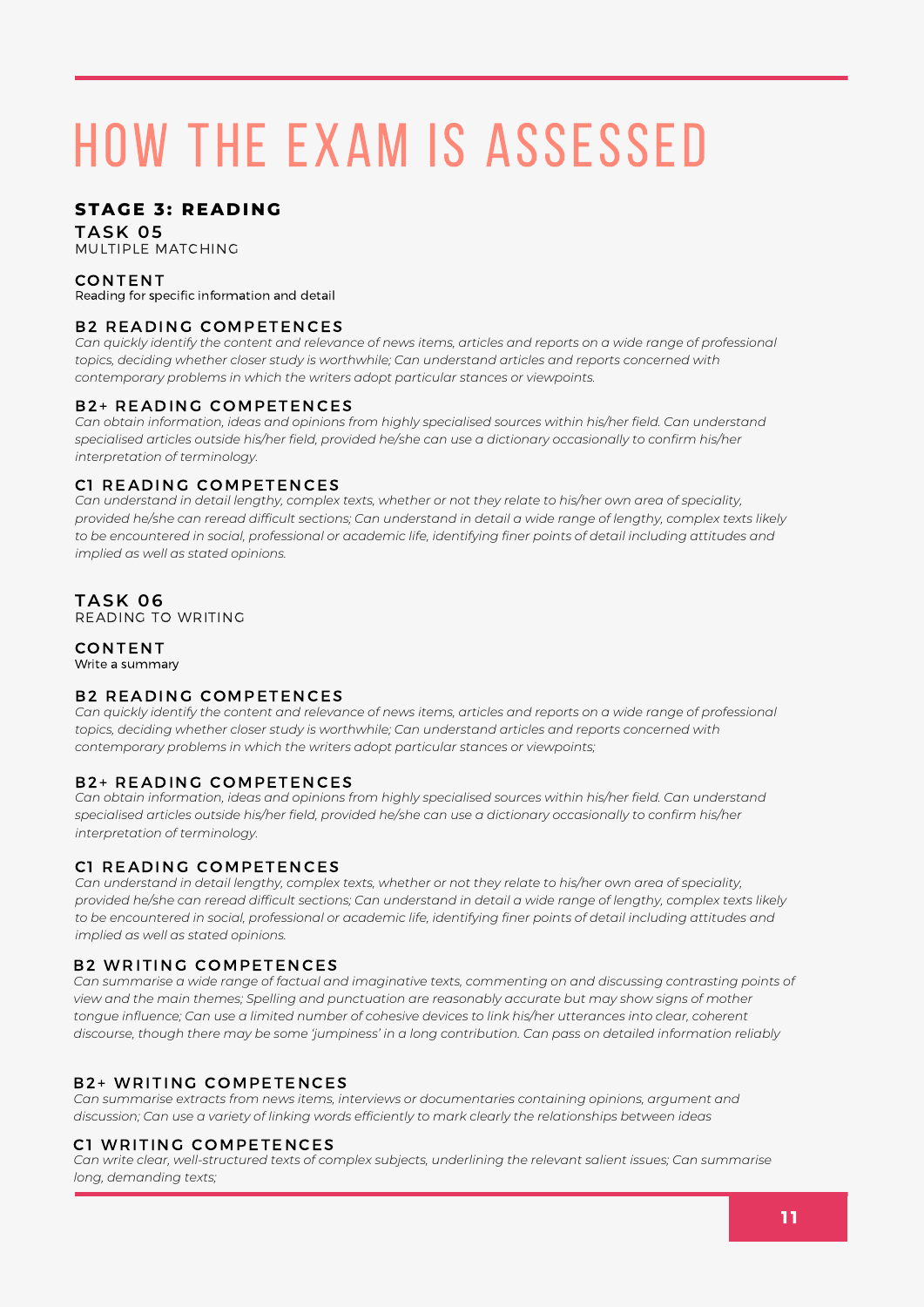# HOW THE EXAM IS ASSESSED

## STAGE 3: READING

### TASK 05

MULTIPLE MATCHING

#### CONTENT

Reading for specific information and detail

#### B2 READING COMPETENCES

*Can quickly identify the content and relevance of news items, articles and reports on a wide range of professional topics, deciding whether closer study is worthwhile; Can understand articles and reports concerned with contemporary problems in which the writers adopt particular stances or viewpoints.*

#### B2+ READING COMPETENCES

*Can obtain information, ideas and opinions from highly specialised sources within his/her field. Can understand specialised articles outside his/her field, provided he/she can use a dictionary occasionally to confirm his/her interpretation of terminology.*

#### C1 READING COMPETENCES

*Can understand in detail lengthy, complex texts, whether or not they relate to his/her own area of speciality, provided he/she can reread difficult sections; Can understand in detail a wide range of lengthy, complex texts likely to be encountered in social, professional or academic life, identifying finer points of detail including attitudes and implied as well as stated opinions.*

### TASK 06

READING TO WRITING

#### CONTENT

Write a summary

#### B2 READING COMPETENCES

*Can quickly identify the content and relevance of news items, articles and reports on a wide range of professional topics, deciding whether closer study is worthwhile; Can understand articles and reports concerned with contemporary problems in which the writers adopt particular stances or viewpoints;*

#### B2+ READING COMPETENCES

*Can obtain information, ideas and opinions from highly specialised sources within his/her field. Can understand specialised articles outside his/her field, provided he/she can use a dictionary occasionally to confirm his/her interpretation of terminology.*

#### C1 READING COMPETENCES

*Can understand in detail lengthy, complex texts, whether or not they relate to his/her own area of speciality, provided he/she can reread difficult sections; Can understand in detail a wide range of lengthy, complex texts likely to be encountered in social, professional or academic life, identifying finer points of detail including attitudes and implied as well as stated opinions.*

#### B2 WRITING COMPETENCES

*Can summarise a wide range of factual and imaginative texts, commenting on and discussing contrasting points of view and the main themes; Spelling and punctuation are reasonably accurate but may show signs of mother tongue influence; Can use a limited number of cohesive devices to link his/her utterances into clear, coherent discourse, though there may be some 'jumpiness' in a long contribution. Can pass on detailed information reliably*

#### B2+ WRITING COMPETENCES

*Can summarise extracts from news items, interviews or documentaries containing opinions, argument and discussion; Can use a variety of linking words efficiently to mark clearly the relationships between ideas*

#### C1 WRITING COMPETENCES

*Can write clear, well-structured texts of complex subjects, underlining the relevant salient issues; Can summarise long, demanding texts;*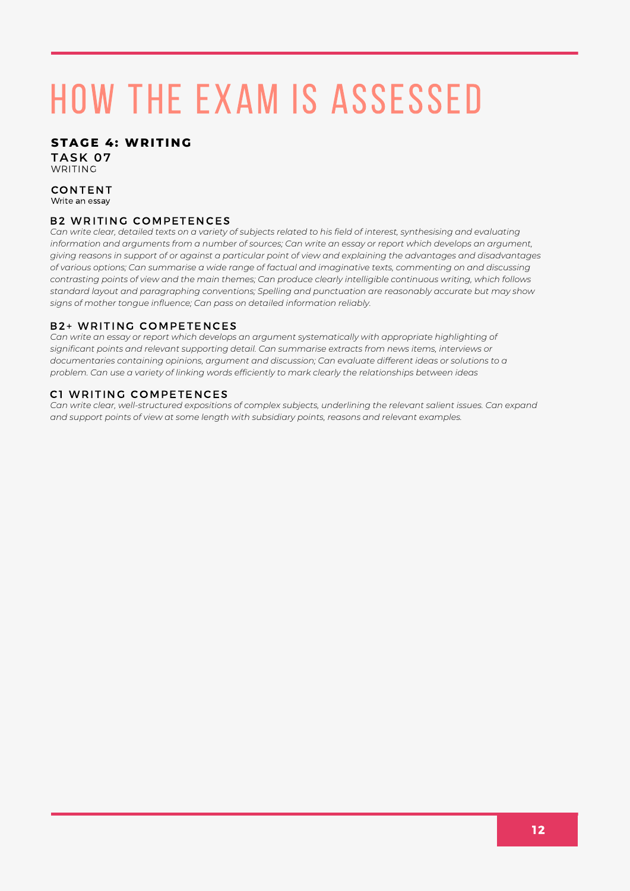# HOW THE EXAM IS ASSESSED

## STAGE 4: WRITING

### TASK 07

WRITING

### CONTENT

Write an essay

### B2 WRITING COMPETENCES

*Can write clear, detailed texts on a variety of subjects related to his field of interest, synthesising and evaluating information and arguments from a number of sources; Can write an essay or report which develops an argument, giving reasons in support of or against a particular point of view and explaining the advantages and disadvantages of various options; Can summarise a wide range of factual and imaginative texts, commenting on and discussing contrasting points of view and the main themes; Can produce clearly intelligible continuous writing, which follows standard layout and paragraphing conventions; Spelling and punctuation are reasonably accurate but may show signs of mother tongue influence; Can pass on detailed information reliably.*

### B2+ WRITING COMPETENCES

*Can write an essay or report which develops an argument systematically with appropriate highlighting of significant points and relevant supporting detail. Can summarise extracts from news items, interviews or documentaries containing opinions, argument and discussion; Can evaluate different ideas or solutions to a problem. Can use a variety of linking words efficiently to mark clearly the relationships between ideas*

### C1 WRITING COMPETENCES

*Can write clear, well-structured expositions of complex subjects, underlining the relevant salient issues. Can expand and support points of view at some length with subsidiary points, reasons and relevant examples.*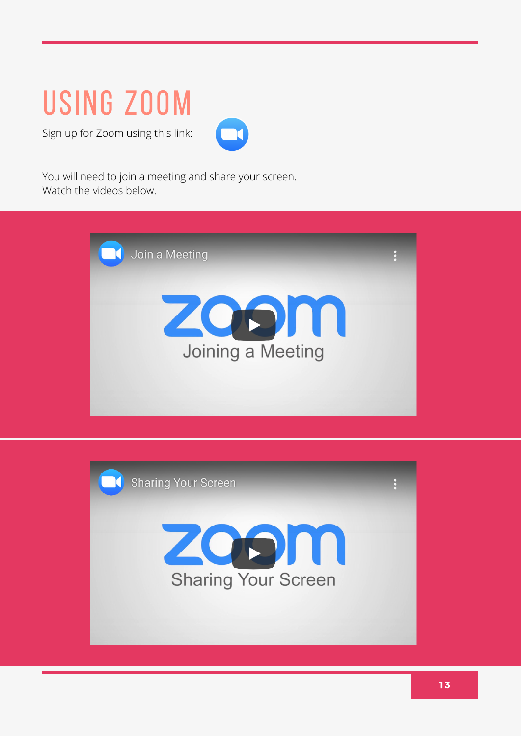# USING ZOOM

Sign up for Zoom using this link:

You will need to join a meeting and share your screen.
Watch the videos below.

Join a Meeting

zoom
Joining a Meeting

Sharing Your Screen

zoom
Sharing Your Screen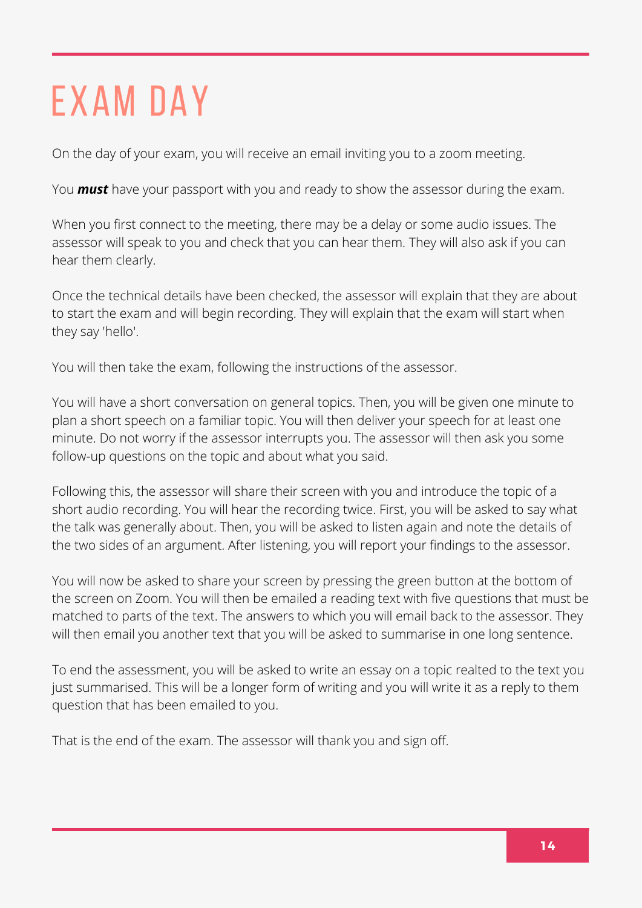# EXAM DAY

On the day of your exam, you will receive an email inviting you to a zoom meeting.

You ***must*** have your passport with you and ready to show the assessor during the exam.

When you first connect to the meeting, there may be a delay or some audio issues. The assessor will speak to you and check that you can hear them. They will also ask if you can hear them clearly.

Once the technical details have been checked, the assessor will explain that they are about to start the exam and will begin recording. They will explain that the exam will start when they say 'hello'.

You will then take the exam, following the instructions of the assessor.

You will have a short conversation on general topics. Then, you will be given one minute to plan a short speech on a familiar topic. You will then deliver your speech for at least one minute. Do not worry if the assessor interrupts you. The assessor will then ask you some follow-up questions on the topic and about what you said.

Following this, the assessor will share their screen with you and introduce the topic of a short audio recording. You will hear the recording twice. First, you will be asked to say what the talk was generally about. Then, you will be asked to listen again and note the details of the two sides of an argument. After listening, you will report your findings to the assessor.

You will now be asked to share your screen by pressing the green button at the bottom of the screen on Zoom. You will then be emailed a reading text with five questions that must be matched to parts of the text. The answers to which you will email back to the assessor. They will then email you another text that you will be asked to summarise in one long sentence.

To end the assessment, you will be asked to write an essay on a topic realted to the text you just summarised. This will be a longer form of writing and you will write it as a reply to them question that has been emailed to you.

That is the end of the exam. The assessor will thank you and sign off.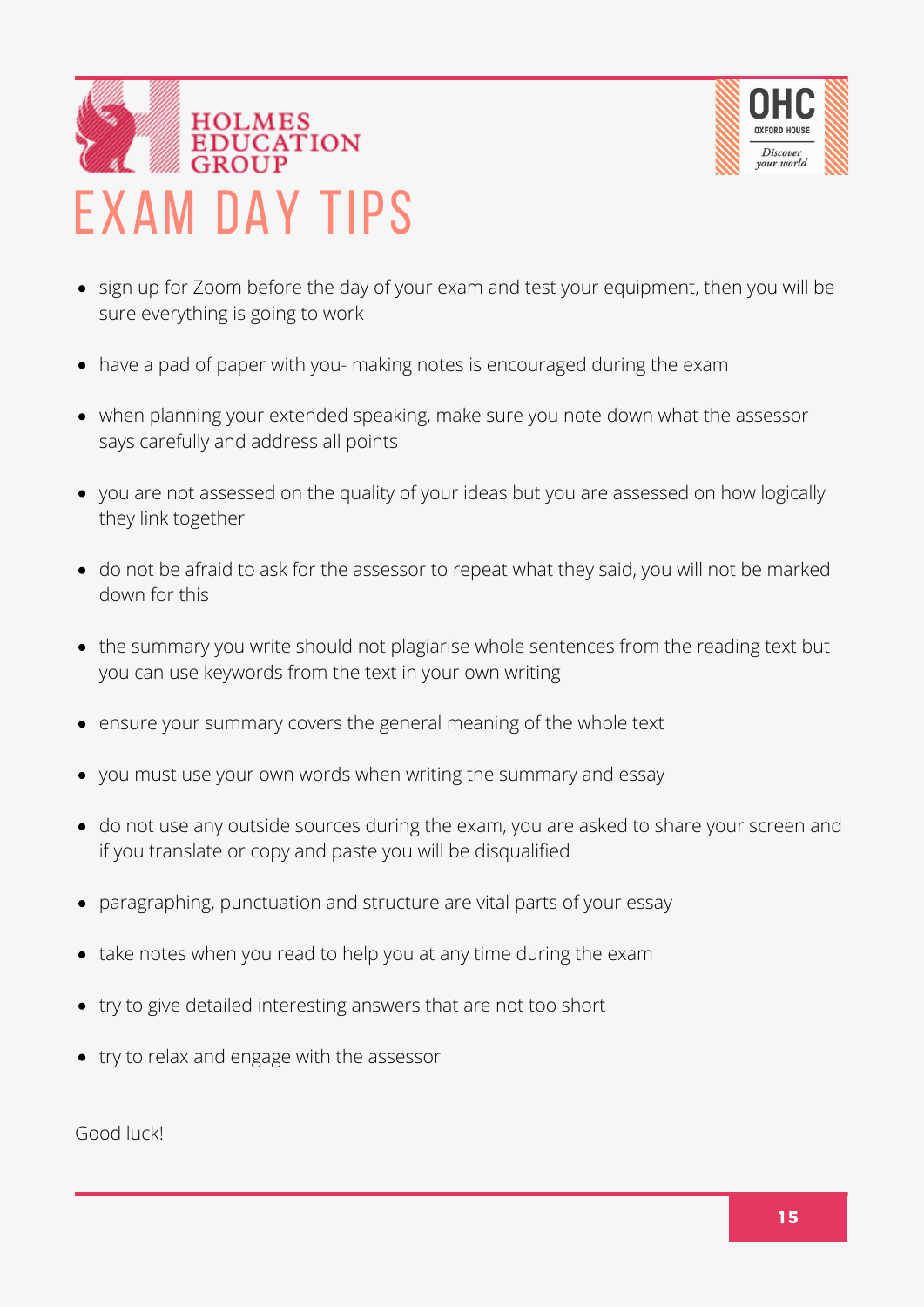# EXAM DAY TIPS

- sign up for Zoom before the day of your exam and test your equipment, then you will be sure everything is going to work
- have a pad of paper with you- making notes is encouraged during the exam
- when planning your extended speaking, make sure you note down what the assessor says carefully and address all points
- you are not assessed on the quality of your ideas but you are assessed on how logically they link together
- do not be afraid to ask for the assessor to repeat what they said, you will not be marked down for this
- the summary you write should not plagiarise whole sentences from the reading text but you can use keywords from the text in your own writing
- ensure your summary covers the general meaning of the whole text
- you must use your own words when writing the summary and essay
- do not use any outside sources during the exam, you are asked to share your screen and if you translate or copy and paste you will be disqualified
- paragraphing, punctuation and structure are vital parts of your essay
- take notes when you read to help you at any time during the exam
- try to give detailed interesting answers that are not too short
- try to relax and engage with the assessor

Good luck!